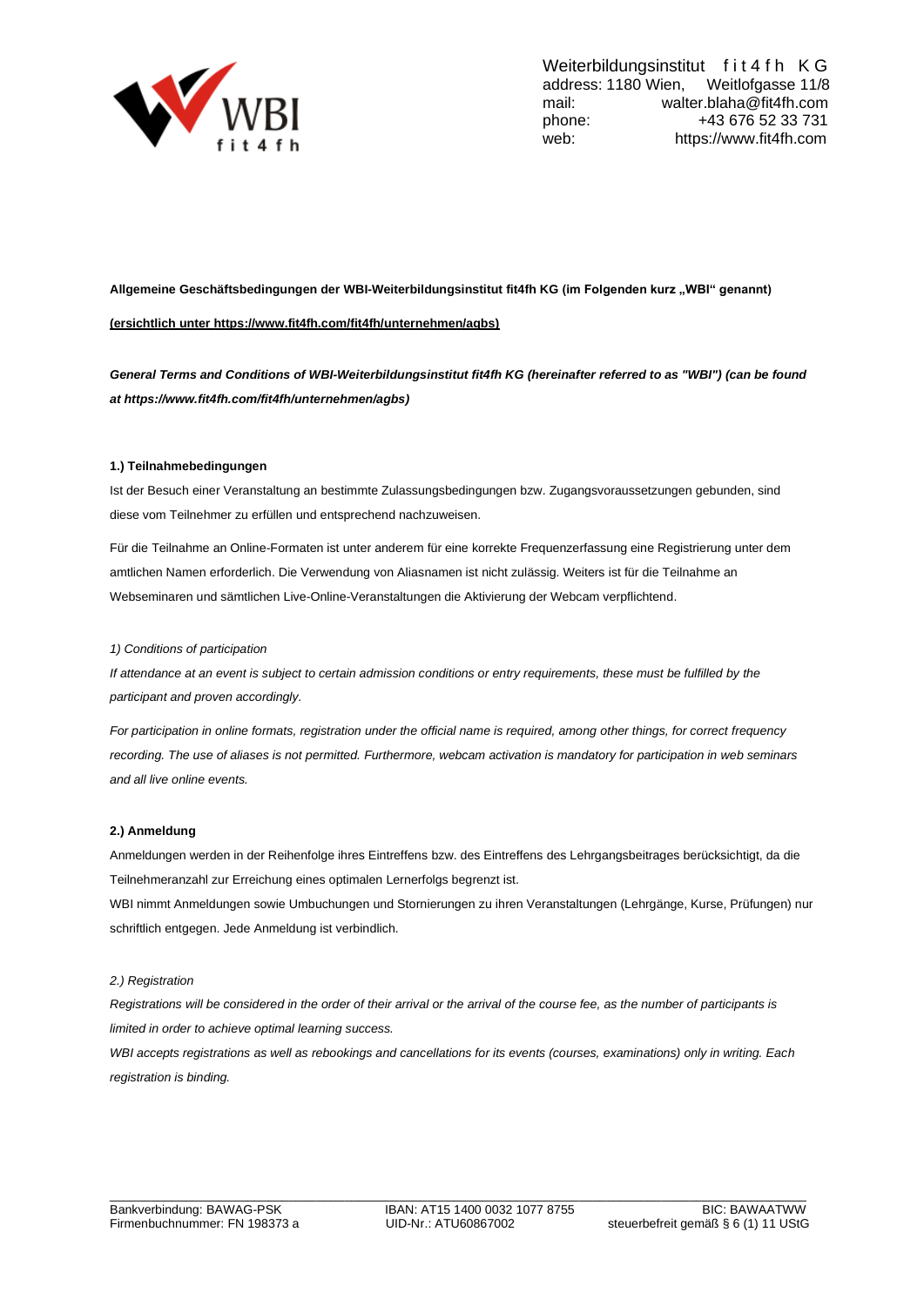Weiterbildungsinstitut fit4fh KG
address: 1180 Wien, Weitlofgasse 11/8
mail: walter.blaha@fit4fh.com
phone: +43 676 52 33 731
web: https://www.fit4fh.com

**Allgemeine Geschäftsbedingungen der WBI-Weiterbildungsinstitut fit4fh KG (im Folgenden kurz „WBI" genannt)**

**(ersichtlich unter https://www.fit4fh.com/fit4fh/unternehmen/agbs)**

***General Terms and Conditions of WBI-Weiterbildungsinstitut fit4fh KG (hereinafter referred to as "WBI") (can be found at https://www.fit4fh.com/fit4fh/unternehmen/agbs)***

**1.) Teilnahmebedingungen**

Ist der Besuch einer Veranstaltung an bestimmte Zulassungsbedingungen bzw. Zugangsvoraussetzungen gebunden, sind diese vom Teilnehmer zu erfüllen und entsprechend nachzuweisen.

Für die Teilnahme an Online-Formaten ist unter anderem für eine korrekte Frequenzerfassung eine Registrierung unter dem amtlichen Namen erforderlich. Die Verwendung von Aliasnamen ist nicht zulässig. Weiters ist für die Teilnahme an Webseminaren und sämtlichen Live-Online-Veranstaltungen die Aktivierung der Webcam verpflichtend.

*1) Conditions of participation*

*If attendance at an event is subject to certain admission conditions or entry requirements, these must be fulfilled by the participant and proven accordingly.*

*For participation in online formats, registration under the official name is required, among other things, for correct frequency recording. The use of aliases is not permitted. Furthermore, webcam activation is mandatory for participation in web seminars and all live online events.*

**2.) Anmeldung**

Anmeldungen werden in der Reihenfolge ihres Eintreffens bzw. des Eintreffens des Lehrgangsbeitrages berücksichtigt, da die Teilnehmeranzahl zur Erreichung eines optimalen Lernerfolgs begrenzt ist.
WBI nimmt Anmeldungen sowie Umbuchungen und Stornierungen zu ihren Veranstaltungen (Lehrgänge, Kurse, Prüfungen) nur schriftlich entgegen. Jede Anmeldung ist verbindlich.

*2.) Registration*

*Registrations will be considered in the order of their arrival or the arrival of the course fee, as the number of participants is limited in order to achieve optimal learning success.*
*WBI accepts registrations as well as rebookings and cancellations for its events (courses, examinations) only in writing. Each registration is binding.*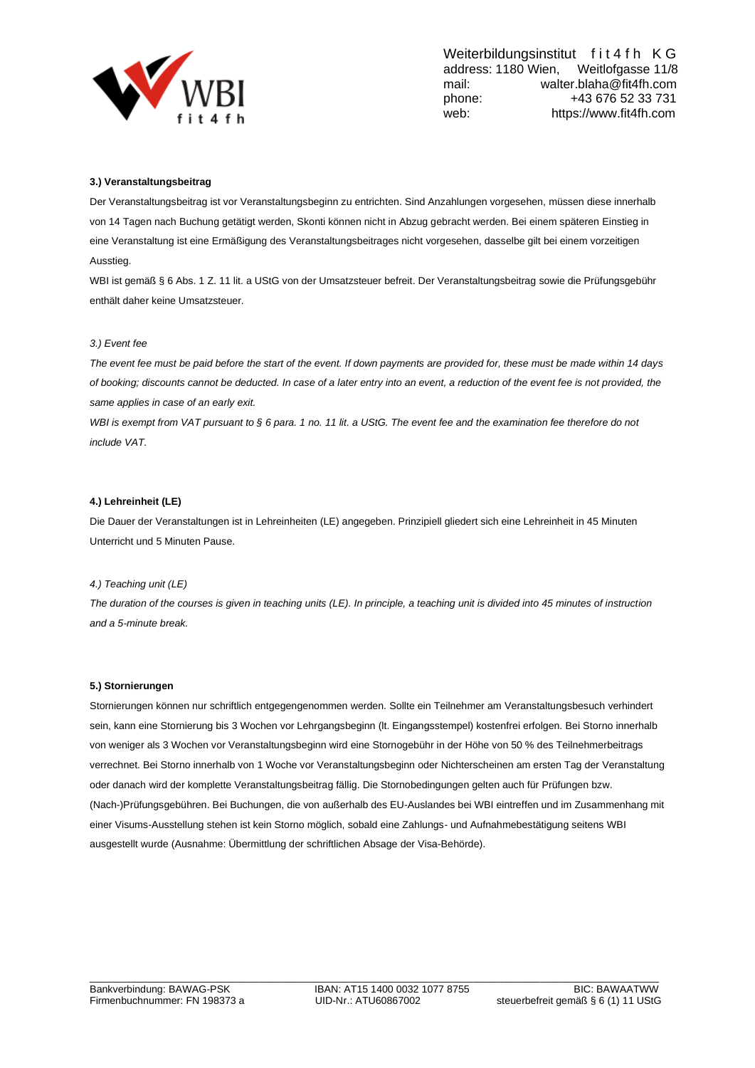**3.) Veranstaltungsbeitrag**

Der Veranstaltungsbeitrag ist vor Veranstaltungsbeginn zu entrichten. Sind Anzahlungen vorgesehen, müssen diese innerhalb von 14 Tagen nach Buchung getätigt werden, Skonti können nicht in Abzug gebracht werden. Bei einem späteren Einstieg in eine Veranstaltung ist eine Ermäßigung des Veranstaltungsbeitrages nicht vorgesehen, dasselbe gilt bei einem vorzeitigen Ausstieg.

WBI ist gemäß § 6 Abs. 1 Z. 11 lit. a UStG von der Umsatzsteuer befreit. Der Veranstaltungsbeitrag sowie die Prüfungsgebühr enthält daher keine Umsatzsteuer.

*3.) Event fee*

*The event fee must be paid before the start of the event. If down payments are provided for, these must be made within 14 days of booking; discounts cannot be deducted. In case of a later entry into an event, a reduction of the event fee is not provided, the same applies in case of an early exit.*

*WBI is exempt from VAT pursuant to § 6 para. 1 no. 11 lit. a UStG. The event fee and the examination fee therefore do not include VAT.*

**4.) Lehreinheit (LE)**

Die Dauer der Veranstaltungen ist in Lehreinheiten (LE) angegeben. Prinzipiell gliedert sich eine Lehreinheit in 45 Minuten Unterricht und 5 Minuten Pause.

*4.) Teaching unit (LE)*

*The duration of the courses is given in teaching units (LE). In principle, a teaching unit is divided into 45 minutes of instruction and a 5-minute break.*

**5.) Stornierungen**

Stornierungen können nur schriftlich entgegengenommen werden. Sollte ein Teilnehmer am Veranstaltungsbesuch verhindert sein, kann eine Stornierung bis 3 Wochen vor Lehrgangsbeginn (lt. Eingangsstempel) kostenfrei erfolgen. Bei Storno innerhalb von weniger als 3 Wochen vor Veranstaltungsbeginn wird eine Stornogebühr in der Höhe von 50 % des Teilnehmerbeitrags verrechnet. Bei Storno innerhalb von 1 Woche vor Veranstaltungsbeginn oder Nichterscheinen am ersten Tag der Veranstaltung oder danach wird der komplette Veranstaltungsbeitrag fällig. Die Stornobedingungen gelten auch für Prüfungen bzw. (Nach-)Prüfungsgebühren. Bei Buchungen, die von außerhalb des EU-Auslandes bei WBI eintreffen und im Zusammenhang mit einer Visums-Ausstellung stehen ist kein Storno möglich, sobald eine Zahlungs- und Aufnahmebestätigung seitens WBI ausgestellt wurde (Ausnahme: Übermittlung der schriftlichen Absage der Visa-Behörde).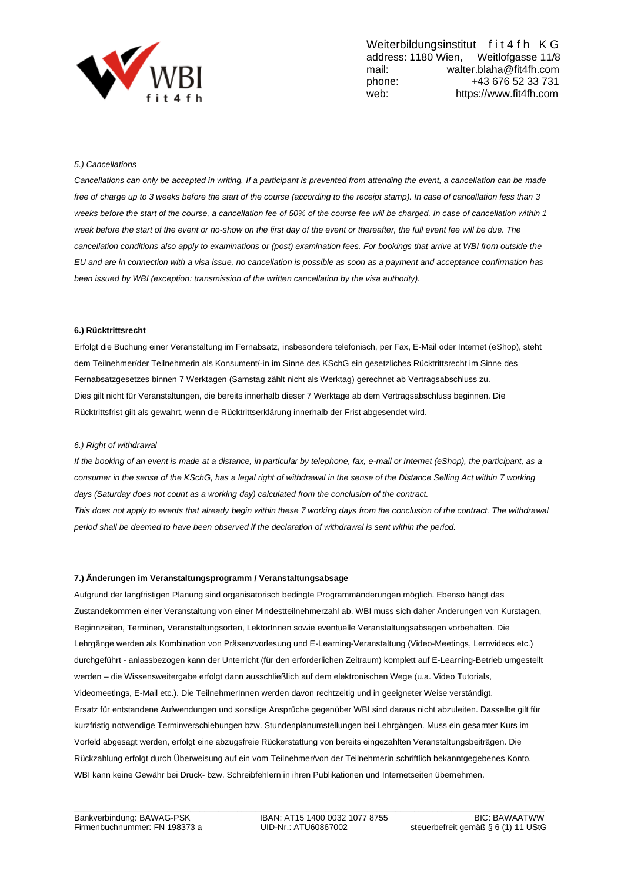*5.) Cancellations*

*Cancellations can only be accepted in writing. If a participant is prevented from attending the event, a cancellation can be made free of charge up to 3 weeks before the start of the course (according to the receipt stamp). In case of cancellation less than 3 weeks before the start of the course, a cancellation fee of 50% of the course fee will be charged. In case of cancellation within 1 week before the start of the event or no-show on the first day of the event or thereafter, the full event fee will be due. The cancellation conditions also apply to examinations or (post) examination fees. For bookings that arrive at WBI from outside the EU and are in connection with a visa issue, no cancellation is possible as soon as a payment and acceptance confirmation has been issued by WBI (exception: transmission of the written cancellation by the visa authority).*

**6.) Rücktrittsrecht**

Erfolgt die Buchung einer Veranstaltung im Fernabsatz, insbesondere telefonisch, per Fax, E-Mail oder Internet (eShop), steht dem Teilnehmer/der Teilnehmerin als Konsument/-in im Sinne des KSchG ein gesetzliches Rücktrittsrecht im Sinne des Fernabsatzgesetzes binnen 7 Werktagen (Samstag zählt nicht als Werktag) gerechnet ab Vertragsabschluss zu.
Dies gilt nicht für Veranstaltungen, die bereits innerhalb dieser 7 Werktage ab dem Vertragsabschluss beginnen. Die Rücktrittsfrist gilt als gewahrt, wenn die Rücktrittserklärung innerhalb der Frist abgesendet wird.

*6.) Right of withdrawal*

*If the booking of an event is made at a distance, in particular by telephone, fax, e-mail or Internet (eShop), the participant, as a consumer in the sense of the KSchG, has a legal right of withdrawal in the sense of the Distance Selling Act within 7 working days (Saturday does not count as a working day) calculated from the conclusion of the contract.*
*This does not apply to events that already begin within these 7 working days from the conclusion of the contract. The withdrawal period shall be deemed to have been observed if the declaration of withdrawal is sent within the period.*

**7.) Änderungen im Veranstaltungsprogramm / Veranstaltungsabsage**

Aufgrund der langfristigen Planung sind organisatorisch bedingte Programmänderungen möglich. Ebenso hängt das Zustandekommen einer Veranstaltung von einer Mindestteilnehmerzahl ab. WBI muss sich daher Änderungen von Kurstagen, Beginnzeiten, Terminen, Veranstaltungsorten, LektorInnen sowie eventuelle Veranstaltungsabsagen vorbehalten. Die Lehrgänge werden als Kombination von Präsenzvorlesung und E-Learning-Veranstaltung (Video-Meetings, Lernvideos etc.) durchgeführt - anlassbezogen kann der Unterricht (für den erforderlichen Zeitraum) komplett auf E-Learning-Betrieb umgestellt werden – die Wissensweitergabe erfolgt dann ausschließlich auf dem elektronischen Wege (u.a. Video Tutorials, Videomeetings, E-Mail etc.). Die TeilnehmerInnen werden davon rechtzeitig und in geeigneter Weise verständigt.
Ersatz für entstandene Aufwendungen und sonstige Ansprüche gegenüber WBI sind daraus nicht abzuleiten. Dasselbe gilt für kurzfristig notwendige Terminverschiebungen bzw. Stundenplanumstellungen bei Lehrgängen. Muss ein gesamter Kurs im Vorfeld abgesagt werden, erfolgt eine abzugsfreie Rückerstattung von bereits eingezahlten Veranstaltungsbeiträgen. Die Rückzahlung erfolgt durch Überweisung auf ein vom Teilnehmer/von der Teilnehmerin schriftlich bekanntgegebenes Konto.
WBI kann keine Gewähr bei Druck- bzw. Schreibfehlern in ihren Publikationen und Internetseiten übernehmen.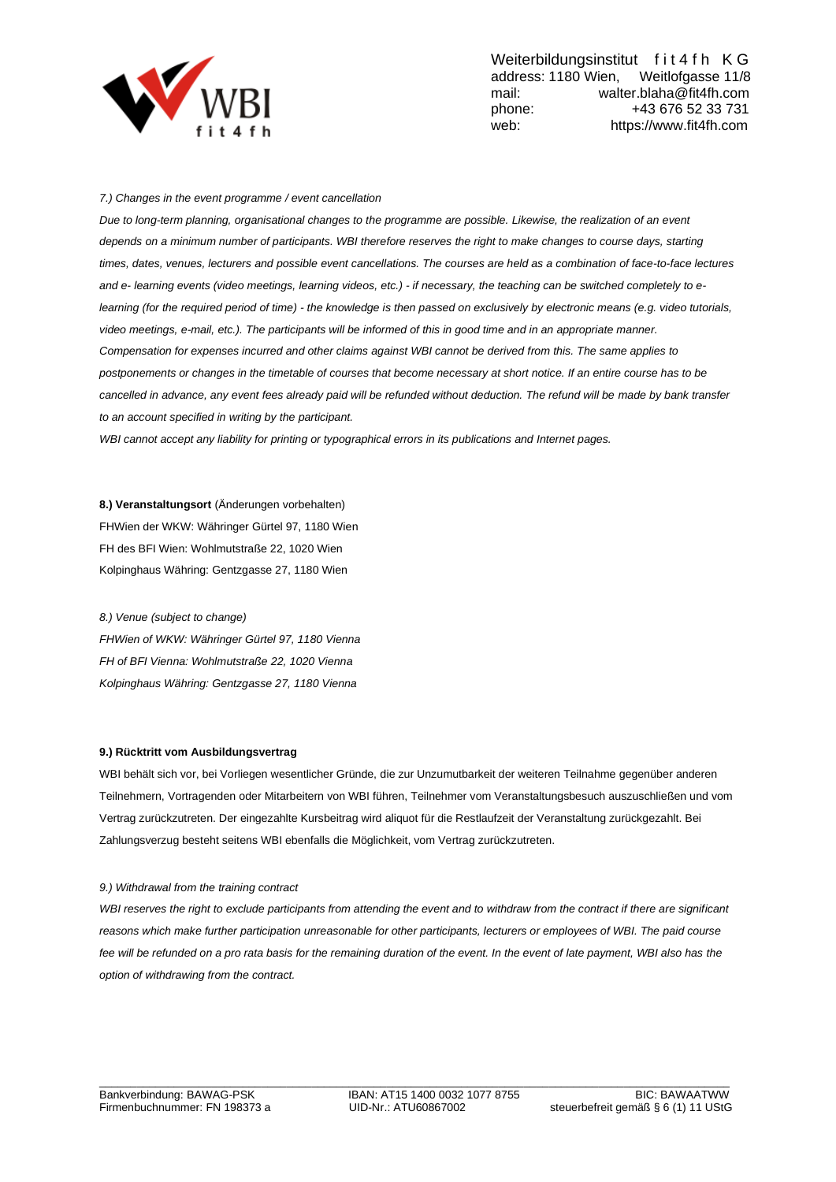*7.) Changes in the event programme / event cancellation*

*Due to long-term planning, organisational changes to the programme are possible. Likewise, the realization of an event depends on a minimum number of participants. WBI therefore reserves the right to make changes to course days, starting times, dates, venues, lecturers and possible event cancellations. The courses are held as a combination of face-to-face lectures and e- learning events (video meetings, learning videos, etc.) - if necessary, the teaching can be switched completely to e-learning (for the required period of time) - the knowledge is then passed on exclusively by electronic means (e.g. video tutorials, video meetings, e-mail, etc.). The participants will be informed of this in good time and in an appropriate manner. Compensation for expenses incurred and other claims against WBI cannot be derived from this. The same applies to postponements or changes in the timetable of courses that become necessary at short notice. If an entire course has to be cancelled in advance, any event fees already paid will be refunded without deduction. The refund will be made by bank transfer to an account specified in writing by the participant.*

*WBI cannot accept any liability for printing or typographical errors in its publications and Internet pages.*

**8.) Veranstaltungsort** (Änderungen vorbehalten)
FHWien der WKW: Währinger Gürtel 97, 1180 Wien
FH des BFI Wien: Wohlmutstraße 22, 1020 Wien
Kolpinghaus Währing: Gentzgasse 27, 1180 Wien

*8.) Venue (subject to change)*
*FHWien of WKW: Währinger Gürtel 97, 1180 Vienna*
*FH of BFI Vienna: Wohlmutstraße 22, 1020 Vienna*
*Kolpinghaus Währing: Gentzgasse 27, 1180 Vienna*

**9.) Rücktritt vom Ausbildungsvertrag**

WBI behält sich vor, bei Vorliegen wesentlicher Gründe, die zur Unzumutbarkeit der weiteren Teilnahme gegenüber anderen Teilnehmern, Vortragenden oder Mitarbeitern von WBI führen, Teilnehmer vom Veranstaltungsbesuch auszuschließen und vom Vertrag zurückzutreten. Der eingezahlte Kursbeitrag wird aliquot für die Restlaufzeit der Veranstaltung zurückgezahlt. Bei Zahlungsverzug besteht seitens WBI ebenfalls die Möglichkeit, vom Vertrag zurückzutreten.

*9.) Withdrawal from the training contract*

*WBI reserves the right to exclude participants from attending the event and to withdraw from the contract if there are significant reasons which make further participation unreasonable for other participants, lecturers or employees of WBI. The paid course fee will be refunded on a pro rata basis for the remaining duration of the event. In the event of late payment, WBI also has the option of withdrawing from the contract.*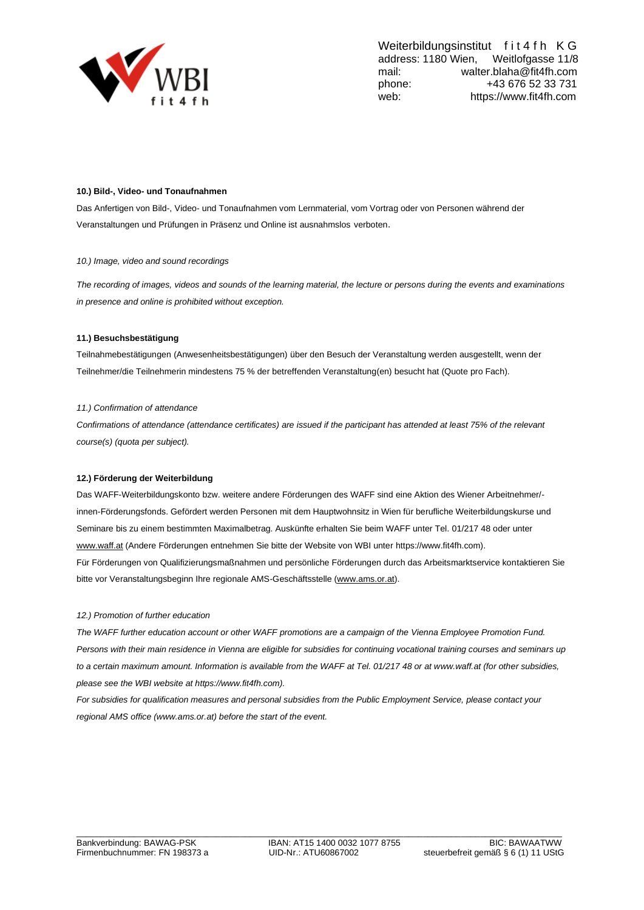**10.) Bild-, Video- und Tonaufnahmen**

Das Anfertigen von Bild-, Video- und Tonaufnahmen vom Lernmaterial, vom Vortrag oder von Personen während der Veranstaltungen und Prüfungen in Präsenz und Online ist ausnahmslos verboten.

*10.) Image, video and sound recordings*

*The recording of images, videos and sounds of the learning material, the lecture or persons during the events and examinations in presence and online is prohibited without exception.*

**11.) Besuchsbestätigung**

Teilnahmebestätigungen (Anwesenheitsbestätigungen) über den Besuch der Veranstaltung werden ausgestellt, wenn der Teilnehmer/die Teilnehmerin mindestens 75 % der betreffenden Veranstaltung(en) besucht hat (Quote pro Fach).

*11.) Confirmation of attendance*

*Confirmations of attendance (attendance certificates) are issued if the participant has attended at least 75% of the relevant course(s) (quota per subject).*

**12.) Förderung der Weiterbildung**

Das WAFF-Weiterbildungskonto bzw. weitere andere Förderungen des WAFF sind eine Aktion des Wiener Arbeitnehmer/-innen-Förderungsfonds. Gefördert werden Personen mit dem Hauptwohnsitz in Wien für berufliche Weiterbildungskurse und Seminare bis zu einem bestimmten Maximalbetrag. Auskünfte erhalten Sie beim WAFF unter Tel. 01/217 48 oder unter www.waff.at (Andere Förderungen entnehmen Sie bitte der Website von WBI unter https://www.fit4fh.com).
Für Förderungen von Qualifizierungsmaßnahmen und persönliche Förderungen durch das Arbeitsmarktservice kontaktieren Sie bitte vor Veranstaltungsbeginn Ihre regionale AMS-Geschäftsstelle (www.ams.or.at).

*12.) Promotion of further education*

*The WAFF further education account or other WAFF promotions are a campaign of the Vienna Employee Promotion Fund. Persons with their main residence in Vienna are eligible for subsidies for continuing vocational training courses and seminars up to a certain maximum amount. Information is available from the WAFF at Tel. 01/217 48 or at www.waff.at (for other subsidies, please see the WBI website at https://www.fit4fh.com).*
*For subsidies for qualification measures and personal subsidies from the Public Employment Service, please contact your regional AMS office (www.ams.or.at) before the start of the event.*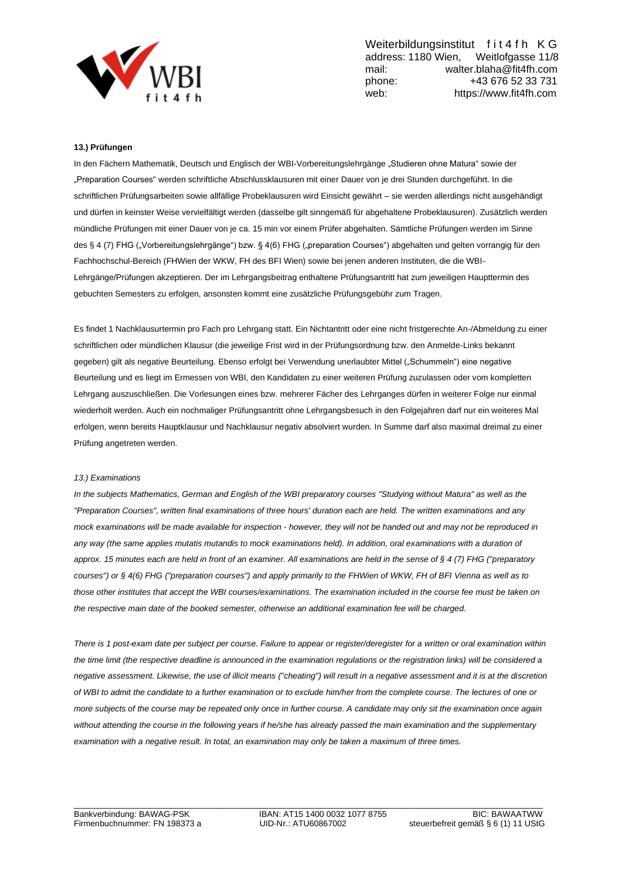**13.) Prüfungen**

In den Fächern Mathematik, Deutsch und Englisch der WBI-Vorbereitungslehrgänge „Studieren ohne Matura" sowie der „Preparation Courses" werden schriftliche Abschlussklausuren mit einer Dauer von je drei Stunden durchgeführt. In die schriftlichen Prüfungsarbeiten sowie allfällige Probeklausuren wird Einsicht gewährt – sie werden allerdings nicht ausgehändigt und dürfen in keinster Weise vervielfältigt werden (dasselbe gilt sinngemäß für abgehaltene Probeklausuren). Zusätzlich werden mündliche Prüfungen mit einer Dauer von je ca. 15 min vor einem Prüfer abgehalten. Sämtliche Prüfungen werden im Sinne des § 4 (7) FHG („Vorbereitungslehrgänge") bzw. § 4(6) FHG („preparation Courses") abgehalten und gelten vorrangig für den Fachhochschul-Bereich (FHWien der WKW, FH des BFI Wien) sowie bei jenen anderen Instituten, die die WBI-Lehrgänge/Prüfungen akzeptieren. Der im Lehrgangsbeitrag enthaltene Prüfungsantritt hat zum jeweiligen Haupttermin des gebuchten Semesters zu erfolgen, ansonsten kommt eine zusätzliche Prüfungsgebühr zum Tragen.

Es findet 1 Nachklausurtermin pro Fach pro Lehrgang statt. Ein Nichtantritt oder eine nicht fristgerechte An-/Abmeldung zu einer schriftlichen oder mündlichen Klausur (die jeweilige Frist wird in der Prüfungsordnung bzw. den Anmelde-Links bekannt gegeben) gilt als negative Beurteilung. Ebenso erfolgt bei Verwendung unerlaubter Mittel („Schummeln") eine negative Beurteilung und es liegt im Ermessen von WBI, den Kandidaten zu einer weiteren Prüfung zuzulassen oder vom kompletten Lehrgang auszuschließen. Die Vorlesungen eines bzw. mehrerer Fächer des Lehrganges dürfen in weiterer Folge nur einmal wiederholt werden. Auch ein nochmaliger Prüfungsantritt ohne Lehrgangsbesuch in den Folgejahren darf nur ein weiteres Mal erfolgen, wenn bereits Hauptklausur und Nachklausur negativ absolviert wurden. In Summe darf also maximal dreimal zu einer Prüfung angetreten werden.

*13.) Examinations*

*In the subjects Mathematics, German and English of the WBI preparatory courses "Studying without Matura" as well as the "Preparation Courses", written final examinations of three hours' duration each are held. The written examinations and any mock examinations will be made available for inspection - however, they will not be handed out and may not be reproduced in any way (the same applies mutatis mutandis to mock examinations held). In addition, oral examinations with a duration of approx. 15 minutes each are held in front of an examiner. All examinations are held in the sense of § 4 (7) FHG ("preparatory courses") or § 4(6) FHG ("preparation courses") and apply primarily to the FHWien of WKW, FH of BFI Vienna as well as to those other institutes that accept the WBI courses/examinations. The examination included in the course fee must be taken on the respective main date of the booked semester, otherwise an additional examination fee will be charged.*

*There is 1 post-exam date per subject per course. Failure to appear or register/deregister for a written or oral examination within the time limit (the respective deadline is announced in the examination regulations or the registration links) will be considered a negative assessment. Likewise, the use of illicit means ("cheating") will result in a negative assessment and it is at the discretion of WBI to admit the candidate to a further examination or to exclude him/her from the complete course. The lectures of one or more subjects of the course may be repeated only once in further course. A candidate may only sit the examination once again without attending the course in the following years if he/she has already passed the main examination and the supplementary examination with a negative result. In total, an examination may only be taken a maximum of three times.*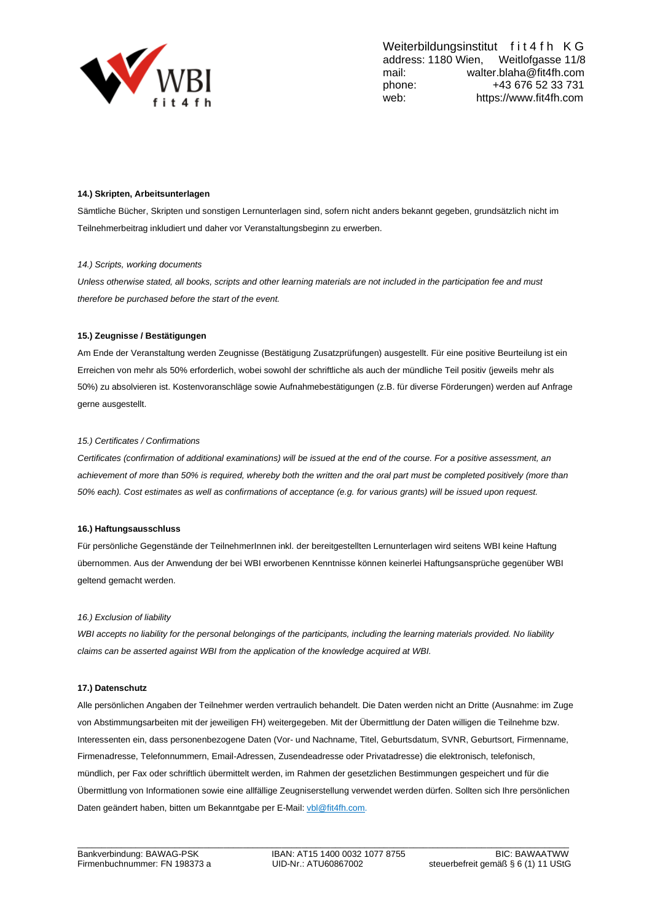**14.) Skripten, Arbeitsunterlagen**

Sämtliche Bücher, Skripten und sonstigen Lernunterlagen sind, sofern nicht anders bekannt gegeben, grundsätzlich nicht im Teilnehmerbeitrag inkludiert und daher vor Veranstaltungsbeginn zu erwerben.

*14.) Scripts, working documents*

*Unless otherwise stated, all books, scripts and other learning materials are not included in the participation fee and must therefore be purchased before the start of the event.*

**15.) Zeugnisse / Bestätigungen**

Am Ende der Veranstaltung werden Zeugnisse (Bestätigung Zusatzprüfungen) ausgestellt. Für eine positive Beurteilung ist ein Erreichen von mehr als 50% erforderlich, wobei sowohl der schriftliche als auch der mündliche Teil positiv (jeweils mehr als 50%) zu absolvieren ist. Kostenvoranschläge sowie Aufnahmebestätigungen (z.B. für diverse Förderungen) werden auf Anfrage gerne ausgestellt.

*15.) Certificates / Confirmations*

*Certificates (confirmation of additional examinations) will be issued at the end of the course. For a positive assessment, an achievement of more than 50% is required, whereby both the written and the oral part must be completed positively (more than 50% each). Cost estimates as well as confirmations of acceptance (e.g. for various grants) will be issued upon request.*

**16.) Haftungsausschluss**

Für persönliche Gegenstände der TeilnehmerInnen inkl. der bereitgestellten Lernunterlagen wird seitens WBI keine Haftung übernommen. Aus der Anwendung der bei WBI erworbenen Kenntnisse können keinerlei Haftungsansprüche gegenüber WBI geltend gemacht werden.

*16.) Exclusion of liability*

*WBI accepts no liability for the personal belongings of the participants, including the learning materials provided. No liability claims can be asserted against WBI from the application of the knowledge acquired at WBI.*

**17.) Datenschutz**

Alle persönlichen Angaben der Teilnehmer werden vertraulich behandelt. Die Daten werden nicht an Dritte (Ausnahme: im Zuge von Abstimmungsarbeiten mit der jeweiligen FH) weitergegeben. Mit der Übermittlung der Daten willigen die Teilnehme bzw. Interessenten ein, dass personenbezogene Daten (Vor- und Nachname, Titel, Geburtsdatum, SVNR, Geburtsort, Firmenname, Firmenadresse, Telefonnummern, Email-Adressen, Zusendeadresse oder Privatadresse) die elektronisch, telefonisch, mündlich, per Fax oder schriftlich übermittelt werden, im Rahmen der gesetzlichen Bestimmungen gespeichert und für die Übermittlung von Informationen sowie eine allfällige Zeugniserstellung verwendet werden dürfen. Sollten sich Ihre persönlichen Daten geändert haben, bitten um Bekanntgabe per E-Mail: vbl@fit4fh.com.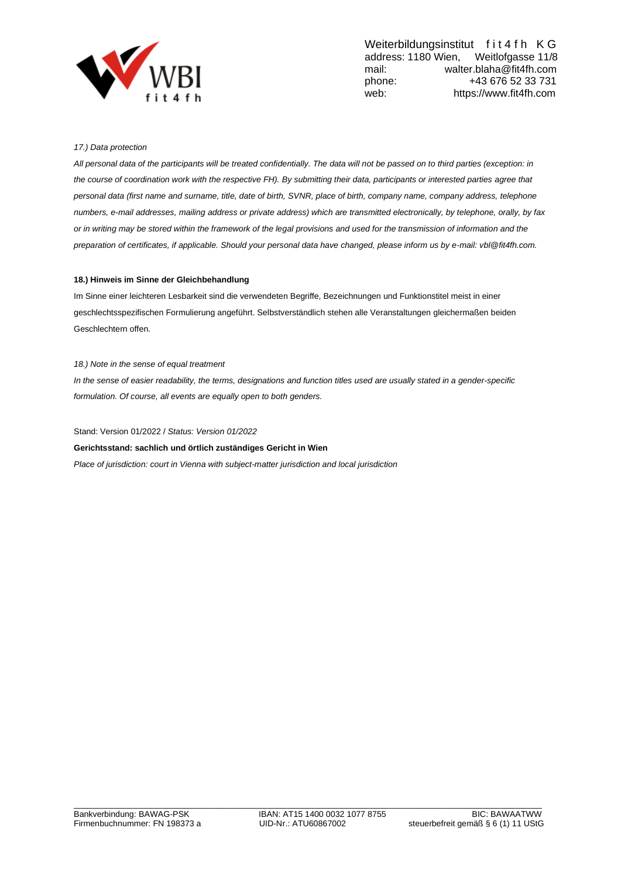*17.) Data protection*

*All personal data of the participants will be treated confidentially. The data will not be passed on to third parties (exception: in the course of coordination work with the respective FH). By submitting their data, participants or interested parties agree that personal data (first name and surname, title, date of birth, SVNR, place of birth, company name, company address, telephone numbers, e-mail addresses, mailing address or private address) which are transmitted electronically, by telephone, orally, by fax or in writing may be stored within the framework of the legal provisions and used for the transmission of information and the preparation of certificates, if applicable. Should your personal data have changed, please inform us by e-mail: vbl@fit4fh.com.*

**18.) Hinweis im Sinne der Gleichbehandlung**

Im Sinne einer leichteren Lesbarkeit sind die verwendeten Begriffe, Bezeichnungen und Funktionstitel meist in einer geschlechtsspezifischen Formulierung angeführt. Selbstverständlich stehen alle Veranstaltungen gleichermaßen beiden Geschlechtern offen.

*18.) Note in the sense of equal treatment*

*In the sense of easier readability, the terms, designations and function titles used are usually stated in a gender-specific formulation. Of course, all events are equally open to both genders.*

Stand: Version 01/2022 / *Status: Version 01/2022*

**Gerichtsstand: sachlich und örtlich zuständiges Gericht in Wien**

*Place of jurisdiction: court in Vienna with subject-matter jurisdiction and local jurisdiction*